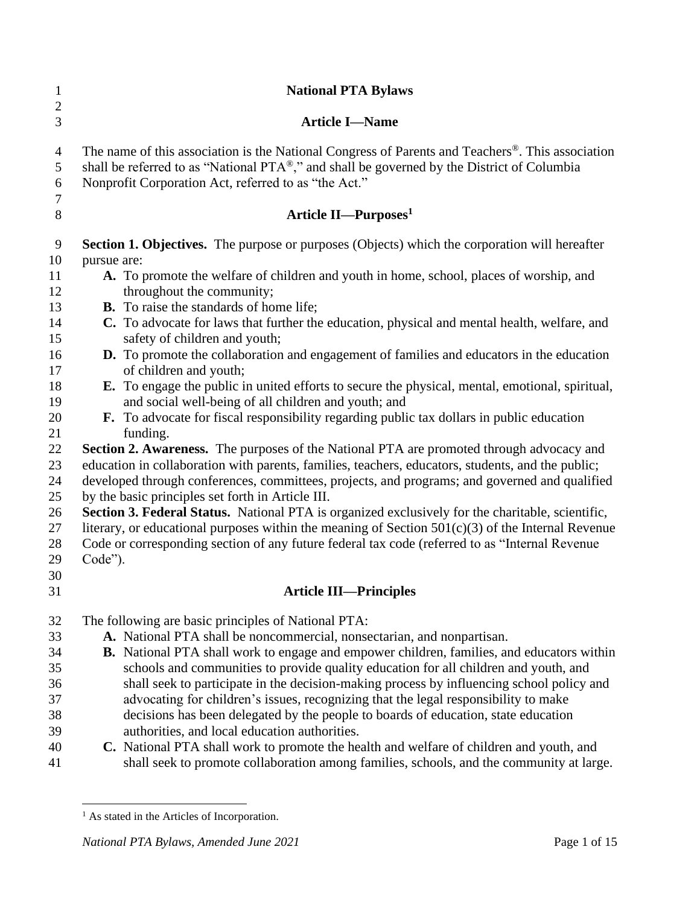# National PTA Bylaws

## Article I—Name

The name of this association is the National Congress of Parents and Teachers®. This association shall be referred to as "National PTA®," and shall be governed by the District of Columbia Nonprofit Corporation Act, referred to as "the Act."

## Article II—Purposes[1]

**Section 1. Objectives.** The purpose or purposes (Objects) which the corporation will hereafter pursue are:

- **A.** To promote the welfare of children and youth in home, school, places of worship, and throughout the community;
- **B.** To raise the standards of home life;
- **C.** To advocate for laws that further the education, physical and mental health, welfare, and safety of children and youth;
- **D.** To promote the collaboration and engagement of families and educators in the education of children and youth;
- **E.** To engage the public in united efforts to secure the physical, mental, emotional, spiritual, and social well-being of all children and youth; and
- **F.** To advocate for fiscal responsibility regarding public tax dollars in public education funding.

**Section 2. Awareness.** The purposes of the National PTA are promoted through advocacy and education in collaboration with parents, families, teachers, educators, students, and the public; developed through conferences, committees, projects, and programs; and governed and qualified by the basic principles set forth in Article III.

**Section 3. Federal Status.** National PTA is organized exclusively for the charitable, scientific, literary, or educational purposes within the meaning of Section 501(c)(3) of the Internal Revenue Code or corresponding section of any future federal tax code (referred to as "Internal Revenue Code").

## Article III—Principles

The following are basic principles of National PTA:

- **A.** National PTA shall be noncommercial, nonsectarian, and nonpartisan.
- **B.** National PTA shall work to engage and empower children, families, and educators within schools and communities to provide quality education for all children and youth, and shall seek to participate in the decision-making process by influencing school policy and advocating for children's issues, recognizing that the legal responsibility to make decisions has been delegated by the people to boards of education, state education authorities, and local education authorities.
- **C.** National PTA shall work to promote the health and welfare of children and youth, and shall seek to promote collaboration among families, schools, and the community at large.

[1] As stated in the Articles of Incorporation.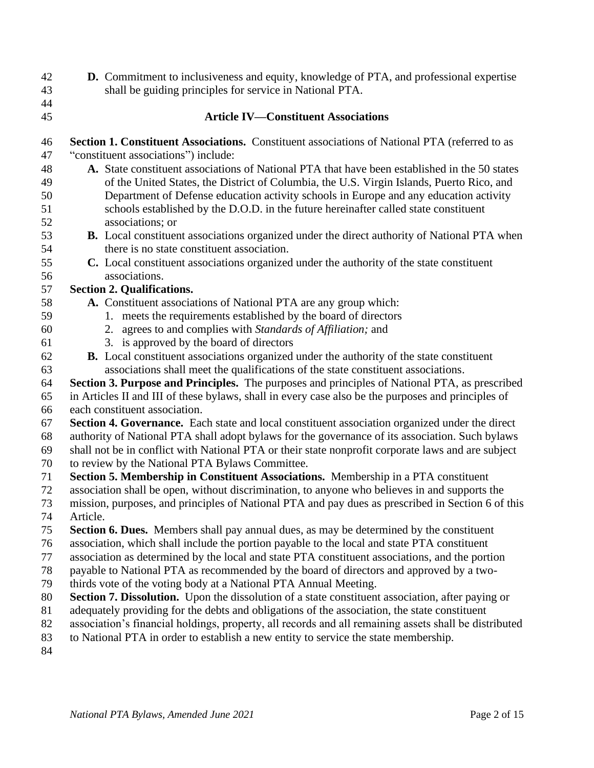**D.** Commitment to inclusiveness and equity, knowledge of PTA, and professional expertise shall be guiding principles for service in National PTA.

## Article IV—Constituent Associations

**Section 1. Constituent Associations.** Constituent associations of National PTA (referred to as "constituent associations") include:

- **A.** State constituent associations of National PTA that have been established in the 50 states of the United States, the District of Columbia, the U.S. Virgin Islands, Puerto Rico, and Department of Defense education activity schools in Europe and any education activity schools established by the D.O.D. in the future hereinafter called state constituent associations; or
- **B.** Local constituent associations organized under the direct authority of National PTA when there is no state constituent association.
- **C.** Local constituent associations organized under the authority of the state constituent associations.

**Section 2. Qualifications.**

- **A.** Constituent associations of National PTA are any group which:
  1. meets the requirements established by the board of directors
  2. agrees to and complies with *Standards of Affiliation;* and
  3. is approved by the board of directors
- **B.** Local constituent associations organized under the authority of the state constituent associations shall meet the qualifications of the state constituent associations.

**Section 3. Purpose and Principles.** The purposes and principles of National PTA, as prescribed in Articles II and III of these bylaws, shall in every case also be the purposes and principles of each constituent association.

**Section 4. Governance.** Each state and local constituent association organized under the direct authority of National PTA shall adopt bylaws for the governance of its association. Such bylaws shall not be in conflict with National PTA or their state nonprofit corporate laws and are subject to review by the National PTA Bylaws Committee.

**Section 5. Membership in Constituent Associations.** Membership in a PTA constituent association shall be open, without discrimination, to anyone who believes in and supports the mission, purposes, and principles of National PTA and pay dues as prescribed in Section 6 of this Article.

**Section 6. Dues.** Members shall pay annual dues, as may be determined by the constituent association, which shall include the portion payable to the local and state PTA constituent association as determined by the local and state PTA constituent associations, and the portion payable to National PTA as recommended by the board of directors and approved by a two-thirds vote of the voting body at a National PTA Annual Meeting.

**Section 7. Dissolution.** Upon the dissolution of a state constituent association, after paying or adequately providing for the debts and obligations of the association, the state constituent association's financial holdings, property, all records and all remaining assets shall be distributed to National PTA in order to establish a new entity to service the state membership.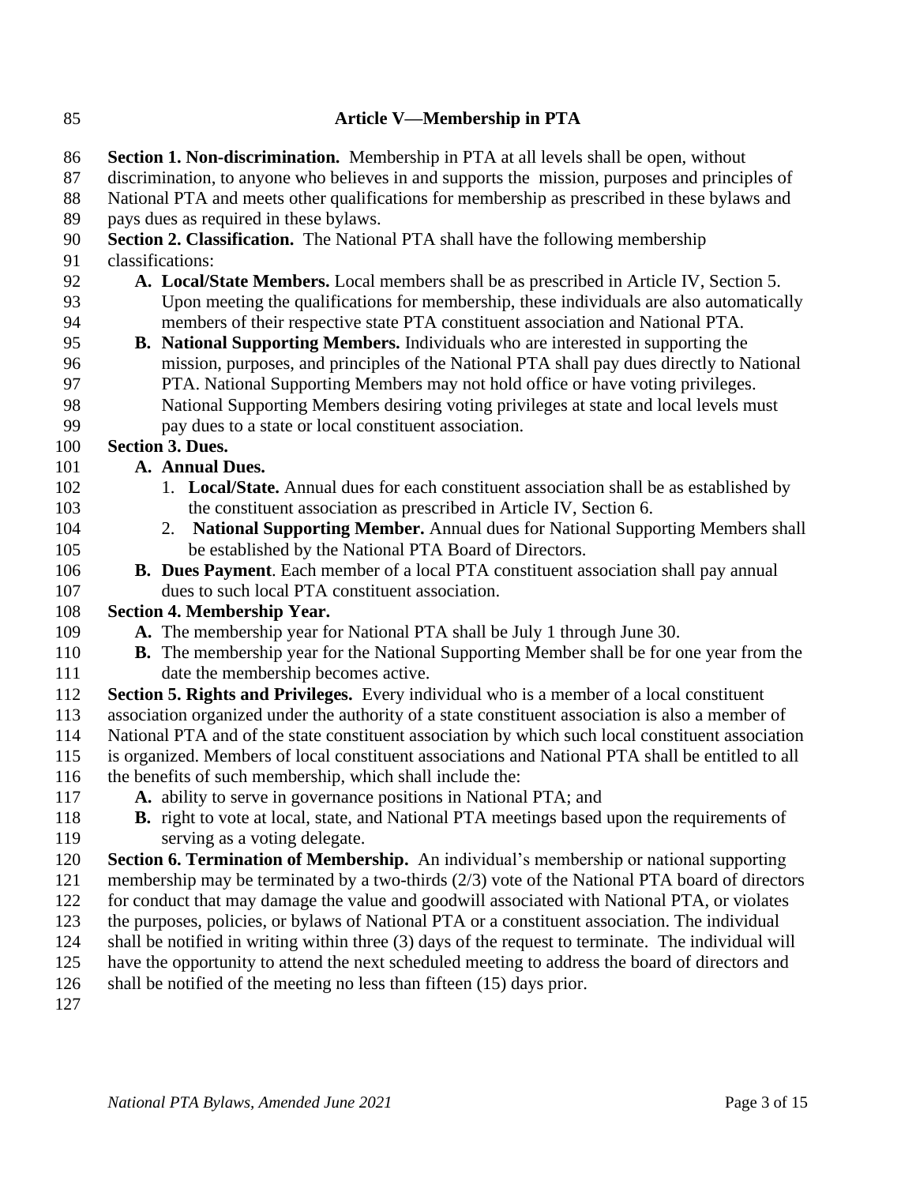## Article V—Membership in PTA

**Section 1. Non-discrimination.** Membership in PTA at all levels shall be open, without discrimination, to anyone who believes in and supports the mission, purposes and principles of National PTA and meets other qualifications for membership as prescribed in these bylaws and pays dues as required in these bylaws.

**Section 2. Classification.** The National PTA shall have the following membership classifications:

- **A. Local/State Members.** Local members shall be as prescribed in Article IV, Section 5. Upon meeting the qualifications for membership, these individuals are also automatically members of their respective state PTA constituent association and National PTA.
- **B. National Supporting Members.** Individuals who are interested in supporting the mission, purposes, and principles of the National PTA shall pay dues directly to National PTA. National Supporting Members may not hold office or have voting privileges. National Supporting Members desiring voting privileges at state and local levels must pay dues to a state or local constituent association.

**Section 3. Dues.**

- **A. Annual Dues.**
  1. **Local/State.** Annual dues for each constituent association shall be as established by the constituent association as prescribed in Article IV, Section 6.
  2. **National Supporting Member.** Annual dues for National Supporting Members shall be established by the National PTA Board of Directors.
- **B. Dues Payment**. Each member of a local PTA constituent association shall pay annual dues to such local PTA constituent association.

**Section 4. Membership Year.**

- **A.** The membership year for National PTA shall be July 1 through June 30.
- **B.** The membership year for the National Supporting Member shall be for one year from the date the membership becomes active.

**Section 5. Rights and Privileges.** Every individual who is a member of a local constituent association organized under the authority of a state constituent association is also a member of National PTA and of the state constituent association by which such local constituent association is organized. Members of local constituent associations and National PTA shall be entitled to all the benefits of such membership, which shall include the:

- **A.** ability to serve in governance positions in National PTA; and
- **B.** right to vote at local, state, and National PTA meetings based upon the requirements of serving as a voting delegate.

**Section 6. Termination of Membership.** An individual's membership or national supporting membership may be terminated by a two-thirds (2/3) vote of the National PTA board of directors for conduct that may damage the value and goodwill associated with National PTA, or violates the purposes, policies, or bylaws of National PTA or a constituent association. The individual shall be notified in writing within three (3) days of the request to terminate. The individual will have the opportunity to attend the next scheduled meeting to address the board of directors and shall be notified of the meeting no less than fifteen (15) days prior.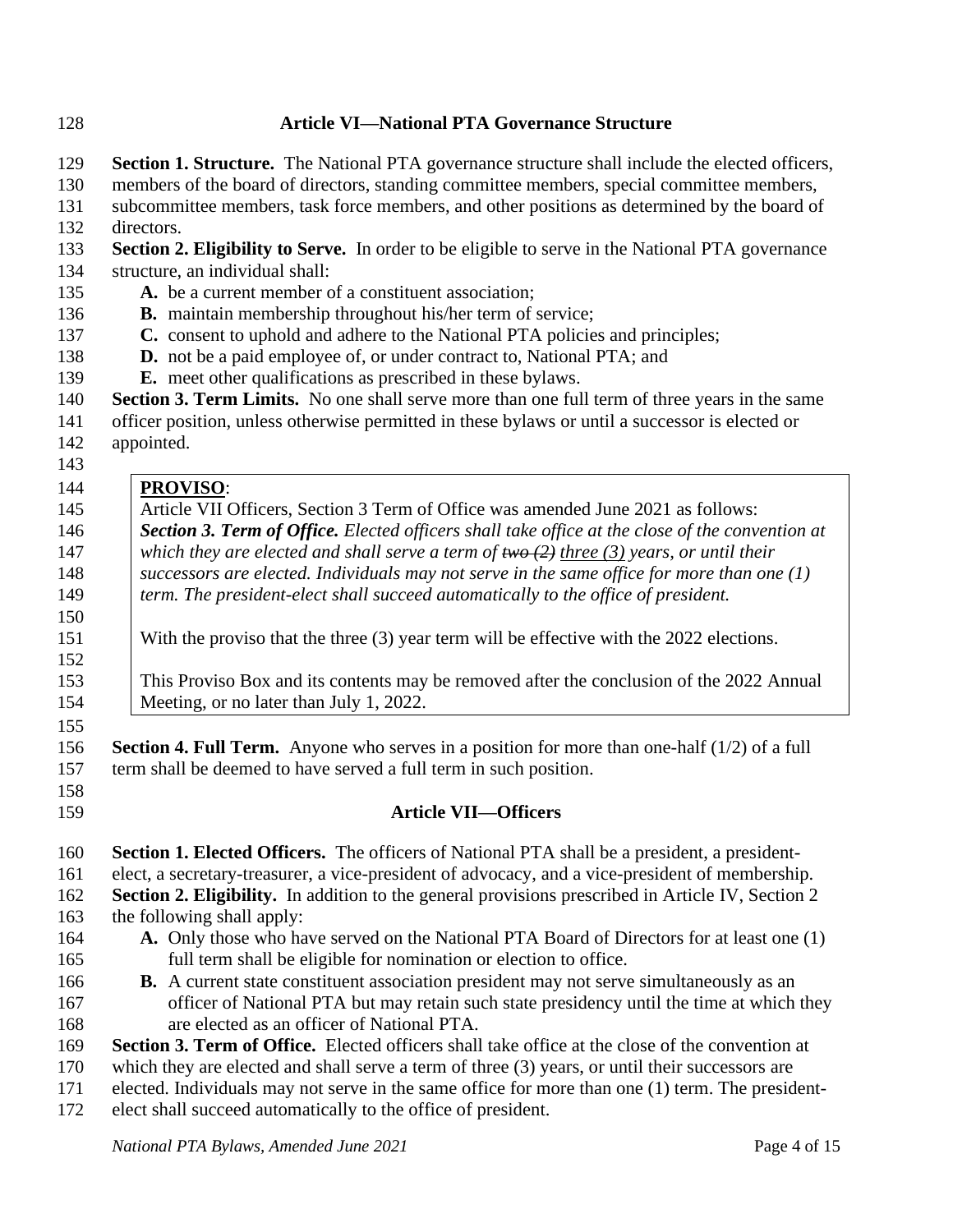## Article VI—National PTA Governance Structure

**Section 1. Structure.** The National PTA governance structure shall include the elected officers, members of the board of directors, standing committee members, special committee members, subcommittee members, task force members, and other positions as determined by the board of directors.

**Section 2. Eligibility to Serve.** In order to be eligible to serve in the National PTA governance structure, an individual shall:

- **A.** be a current member of a constituent association;
- **B.** maintain membership throughout his/her term of service;
- **C.** consent to uphold and adhere to the National PTA policies and principles;
- **D.** not be a paid employee of, or under contract to, National PTA; and
- **E.** meet other qualifications as prescribed in these bylaws.

**Section 3. Term Limits.** No one shall serve more than one full term of three years in the same officer position, unless otherwise permitted in these bylaws or until a successor is elected or appointed.

> **PROVISO**:
> Article VII Officers, Section 3 Term of Office was amended June 2021 as follows:
> ***Section 3. Term of Office.*** *Elected officers shall take office at the close of the convention at which they are elected and shall serve a term of ~~two (2)~~ <u>three (3)</u> years, or until their successors are elected. Individuals may not serve in the same office for more than one (1) term. The president-elect shall succeed automatically to the office of president.*
>
> With the proviso that the three (3) year term will be effective with the 2022 elections.
>
> This Proviso Box and its contents may be removed after the conclusion of the 2022 Annual Meeting, or no later than July 1, 2022.

**Section 4. Full Term.** Anyone who serves in a position for more than one-half (1/2) of a full term shall be deemed to have served a full term in such position.

## Article VII—Officers

**Section 1. Elected Officers.** The officers of National PTA shall be a president, a president-elect, a secretary-treasurer, a vice-president of advocacy, and a vice-president of membership.

**Section 2. Eligibility.** In addition to the general provisions prescribed in Article IV, Section 2 the following shall apply:

- **A.** Only those who have served on the National PTA Board of Directors for at least one (1) full term shall be eligible for nomination or election to office.
- **B.** A current state constituent association president may not serve simultaneously as an officer of National PTA but may retain such state presidency until the time at which they are elected as an officer of National PTA.

**Section 3. Term of Office.** Elected officers shall take office at the close of the convention at which they are elected and shall serve a term of three (3) years, or until their successors are elected. Individuals may not serve in the same office for more than one (1) term. The president-elect shall succeed automatically to the office of president.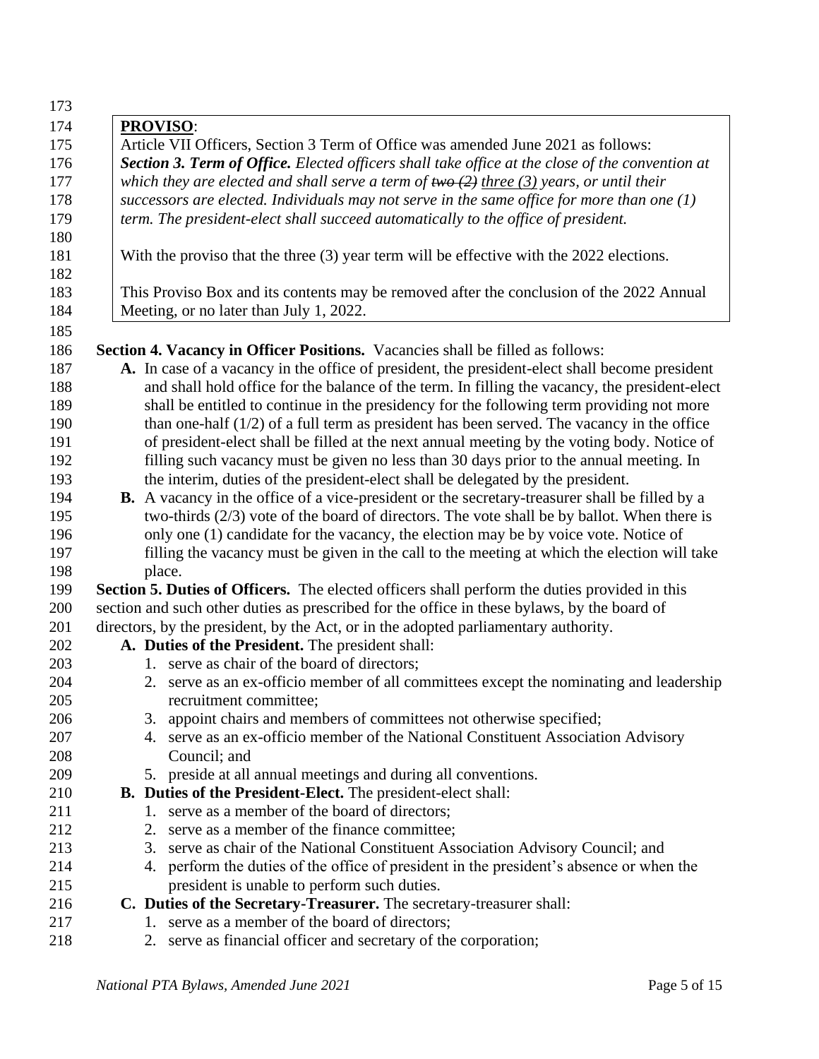**PROVISO**:

Article VII Officers, Section 3 Term of Office was amended June 2021 as follows:

***Section 3. Term of Office.*** *Elected officers shall take office at the close of the convention at which they are elected and shall serve a term of ~~two (2)~~ three (3) years, or until their successors are elected. Individuals may not serve in the same office for more than one (1) term. The president-elect shall succeed automatically to the office of president.*

With the proviso that the three (3) year term will be effective with the 2022 elections.

This Proviso Box and its contents may be removed after the conclusion of the 2022 Annual Meeting, or no later than July 1, 2022.

**Section 4. Vacancy in Officer Positions.** Vacancies shall be filled as follows:

- **A.** In case of a vacancy in the office of president, the president-elect shall become president and shall hold office for the balance of the term. In filling the vacancy, the president-elect shall be entitled to continue in the presidency for the following term providing not more than one-half (1/2) of a full term as president has been served. The vacancy in the office of president-elect shall be filled at the next annual meeting by the voting body. Notice of filling such vacancy must be given no less than 30 days prior to the annual meeting. In the interim, duties of the president-elect shall be delegated by the president.
- **B.** A vacancy in the office of a vice-president or the secretary-treasurer shall be filled by a two-thirds (2/3) vote of the board of directors. The vote shall be by ballot. When there is only one (1) candidate for the vacancy, the election may be by voice vote. Notice of filling the vacancy must be given in the call to the meeting at which the election will take place.

**Section 5. Duties of Officers.** The elected officers shall perform the duties provided in this section and such other duties as prescribed for the office in these bylaws, by the board of directors, by the president, by the Act, or in the adopted parliamentary authority.

- **A. Duties of the President.** The president shall:
  1. serve as chair of the board of directors;
  2. serve as an ex-officio member of all committees except the nominating and leadership recruitment committee;
  3. appoint chairs and members of committees not otherwise specified;
  4. serve as an ex-officio member of the National Constituent Association Advisory Council; and
  5. preside at all annual meetings and during all conventions.
- **B. Duties of the President-Elect.** The president-elect shall:
  1. serve as a member of the board of directors;
  2. serve as a member of the finance committee;
  3. serve as chair of the National Constituent Association Advisory Council; and
  4. perform the duties of the office of president in the president's absence or when the president is unable to perform such duties.
- **C. Duties of the Secretary-Treasurer.** The secretary-treasurer shall:
  1. serve as a member of the board of directors;
  2. serve as financial officer and secretary of the corporation;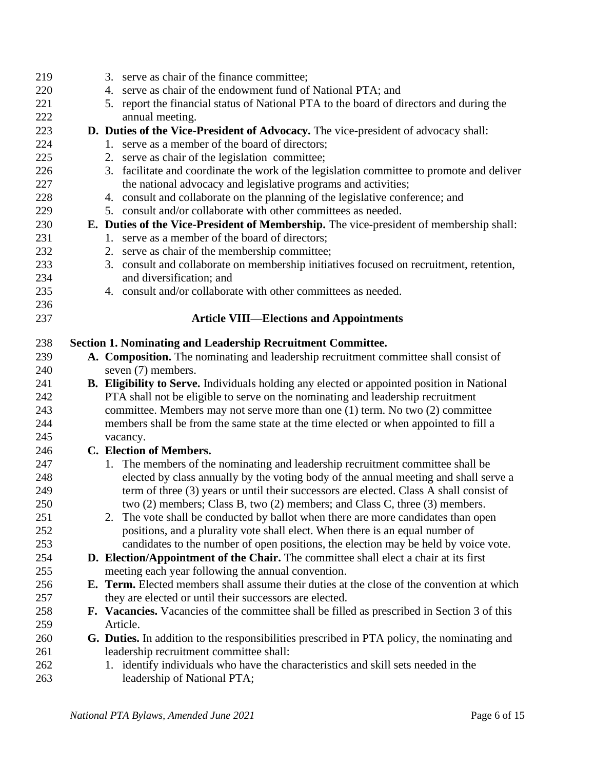3. serve as chair of the finance committee;
4. serve as chair of the endowment fund of National PTA; and
5. report the financial status of National PTA to the board of directors and during the annual meeting.

**D. Duties of the Vice-President of Advocacy.** The vice-president of advocacy shall:

1. serve as a member of the board of directors;
2. serve as chair of the legislation committee;
3. facilitate and coordinate the work of the legislation committee to promote and deliver the national advocacy and legislative programs and activities;
4. consult and collaborate on the planning of the legislative conference; and
5. consult and/or collaborate with other committees as needed.

**E. Duties of the Vice-President of Membership.** The vice-president of membership shall:

1. serve as a member of the board of directors;
2. serve as chair of the membership committee;
3. consult and collaborate on membership initiatives focused on recruitment, retention, and diversification; and
4. consult and/or collaborate with other committees as needed.

## Article VIII—Elections and Appointments

### Section 1. Nominating and Leadership Recruitment Committee.

**A. Composition.** The nominating and leadership recruitment committee shall consist of seven (7) members.

**B. Eligibility to Serve.** Individuals holding any elected or appointed position in National PTA shall not be eligible to serve on the nominating and leadership recruitment committee. Members may not serve more than one (1) term. No two (2) committee members shall be from the same state at the time elected or when appointed to fill a vacancy.

**C. Election of Members.**

1. The members of the nominating and leadership recruitment committee shall be elected by class annually by the voting body of the annual meeting and shall serve a term of three (3) years or until their successors are elected. Class A shall consist of two (2) members; Class B, two (2) members; and Class C, three (3) members.
2. The vote shall be conducted by ballot when there are more candidates than open positions, and a plurality vote shall elect. When there is an equal number of candidates to the number of open positions, the election may be held by voice vote.

**D. Election/Appointment of the Chair.** The committee shall elect a chair at its first meeting each year following the annual convention.

**E. Term.** Elected members shall assume their duties at the close of the convention at which they are elected or until their successors are elected.

**F. Vacancies.** Vacancies of the committee shall be filled as prescribed in Section 3 of this Article.

**G. Duties.** In addition to the responsibilities prescribed in PTA policy, the nominating and leadership recruitment committee shall:

1. identify individuals who have the characteristics and skill sets needed in the leadership of National PTA;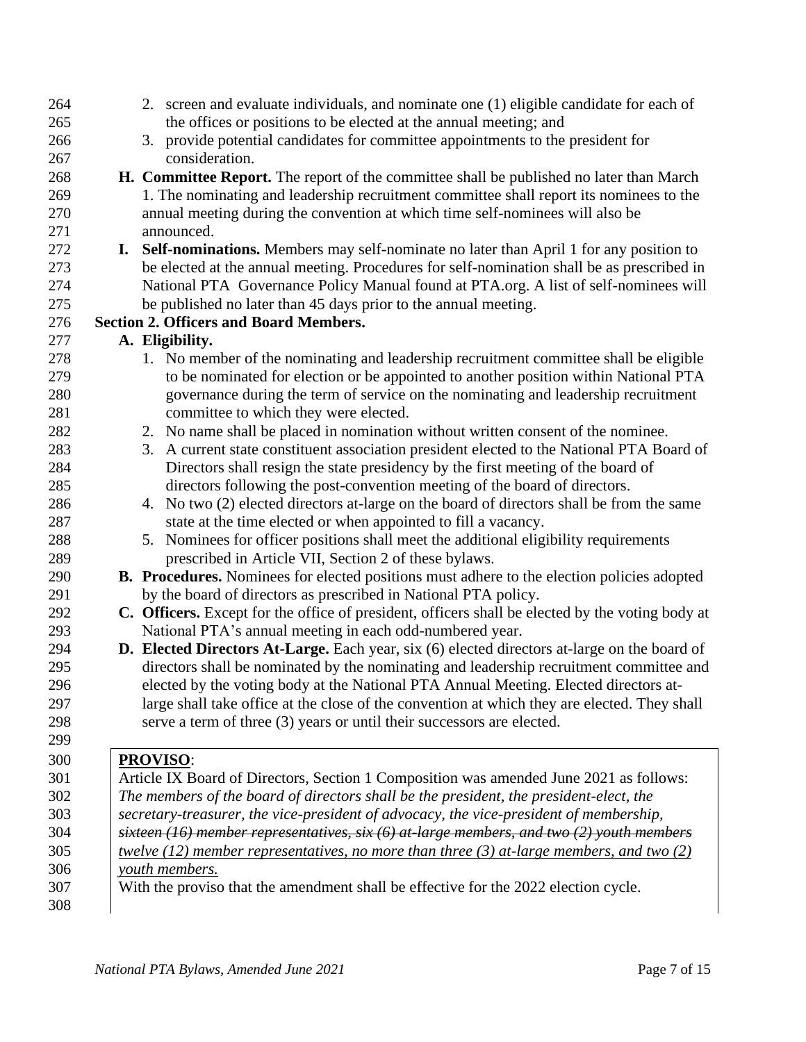2. screen and evaluate individuals, and nominate one (1) eligible candidate for each of the offices or positions to be elected at the annual meeting; and
3. provide potential candidates for committee appointments to the president for consideration.

**H. Committee Report.** The report of the committee shall be published no later than March 1. The nominating and leadership recruitment committee shall report its nominees to the annual meeting during the convention at which time self-nominees will also be announced.

**I. Self-nominations.** Members may self-nominate no later than April 1 for any position to be elected at the annual meeting. Procedures for self-nomination shall be as prescribed in National PTA Governance Policy Manual found at PTA.org. A list of self-nominees will be published no later than 45 days prior to the annual meeting.

**Section 2. Officers and Board Members.**

**A. Eligibility.**

1. No member of the nominating and leadership recruitment committee shall be eligible to be nominated for election or be appointed to another position within National PTA governance during the term of service on the nominating and leadership recruitment committee to which they were elected.
2. No name shall be placed in nomination without written consent of the nominee.
3. A current state constituent association president elected to the National PTA Board of Directors shall resign the state presidency by the first meeting of the board of directors following the post-convention meeting of the board of directors.
4. No two (2) elected directors at-large on the board of directors shall be from the same state at the time elected or when appointed to fill a vacancy.
5. Nominees for officer positions shall meet the additional eligibility requirements prescribed in Article VII, Section 2 of these bylaws.

**B. Procedures.** Nominees for elected positions must adhere to the election policies adopted by the board of directors as prescribed in National PTA policy.

**C. Officers.** Except for the office of president, officers shall be elected by the voting body at National PTA's annual meeting in each odd-numbered year.

**D. Elected Directors At-Large.** Each year, six (6) elected directors at-large on the board of directors shall be nominated by the nominating and leadership recruitment committee and elected by the voting body at the National PTA Annual Meeting. Elected directors at-large shall take office at the close of the convention at which they are elected. They shall serve a term of three (3) years or until their successors are elected.

> **PROVISO**:
> Article IX Board of Directors, Section 1 Composition was amended June 2021 as follows:
> *The members of the board of directors shall be the president, the president-elect, the secretary-treasurer, the vice-president of advocacy, the vice-president of membership,* ~~*sixteen (16) member representatives, six (6) at-large members, and two (2) youth members*~~ <u>*twelve (12) member representatives, no more than three (3) at-large members, and two (2) youth members.*</u>
> With the proviso that the amendment shall be effective for the 2022 election cycle.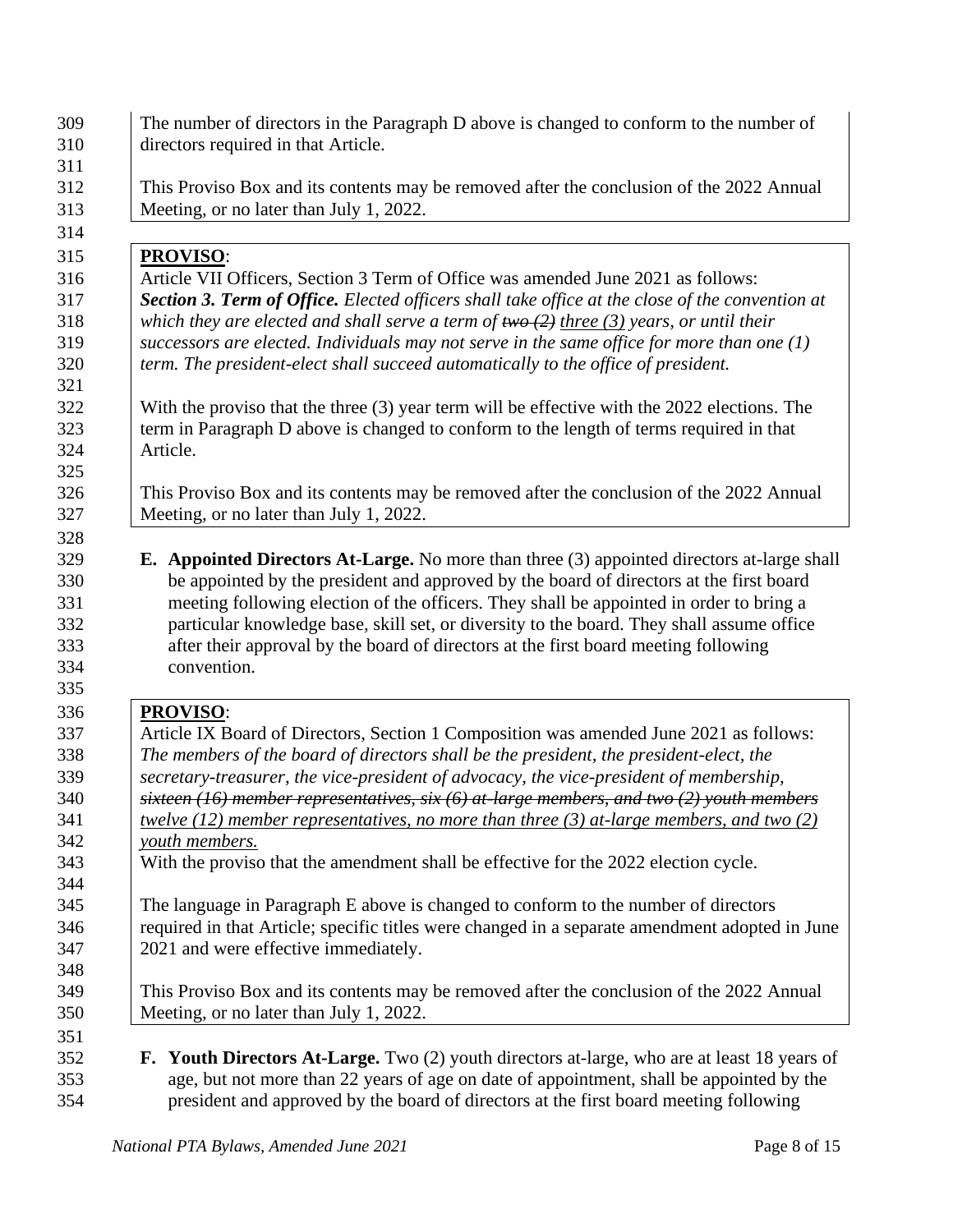The number of directors in the Paragraph D above is changed to conform to the number of directors required in that Article.

This Proviso Box and its contents may be removed after the conclusion of the 2022 Annual Meeting, or no later than July 1, 2022.

> **PROVISO**:
>
> Article VII Officers, Section 3 Term of Office was amended June 2021 as follows:
> ***Section 3. Term of Office.*** *Elected officers shall take office at the close of the convention at which they are elected and shall serve a term of ~~two (2)~~ <u>three (3)</u> years, or until their successors are elected. Individuals may not serve in the same office for more than one (1) term. The president-elect shall succeed automatically to the office of president.*
>
> With the proviso that the three (3) year term will be effective with the 2022 elections. The term in Paragraph D above is changed to conform to the length of terms required in that Article.
>
> This Proviso Box and its contents may be removed after the conclusion of the 2022 Annual Meeting, or no later than July 1, 2022.

**E. Appointed Directors At-Large.** No more than three (3) appointed directors at-large shall be appointed by the president and approved by the board of directors at the first board meeting following election of the officers. They shall be appointed in order to bring a particular knowledge base, skill set, or diversity to the board. They shall assume office after their approval by the board of directors at the first board meeting following convention.

> **PROVISO**:
>
> Article IX Board of Directors, Section 1 Composition was amended June 2021 as follows:
> *The members of the board of directors shall be the president, the president-elect, the secretary-treasurer, the vice-president of advocacy, the vice-president of membership, ~~sixteen (16) member representatives, six (6) at-large members, and two (2) youth members~~ <u>twelve (12) member representatives, no more than three (3) at-large members, and two (2) youth members.</u>*
> With the proviso that the amendment shall be effective for the 2022 election cycle.
>
> The language in Paragraph E above is changed to conform to the number of directors required in that Article; specific titles were changed in a separate amendment adopted in June 2021 and were effective immediately.
>
> This Proviso Box and its contents may be removed after the conclusion of the 2022 Annual Meeting, or no later than July 1, 2022.

**F. Youth Directors At-Large.** Two (2) youth directors at-large, who are at least 18 years of age, but not more than 22 years of age on date of appointment, shall be appointed by the president and approved by the board of directors at the first board meeting following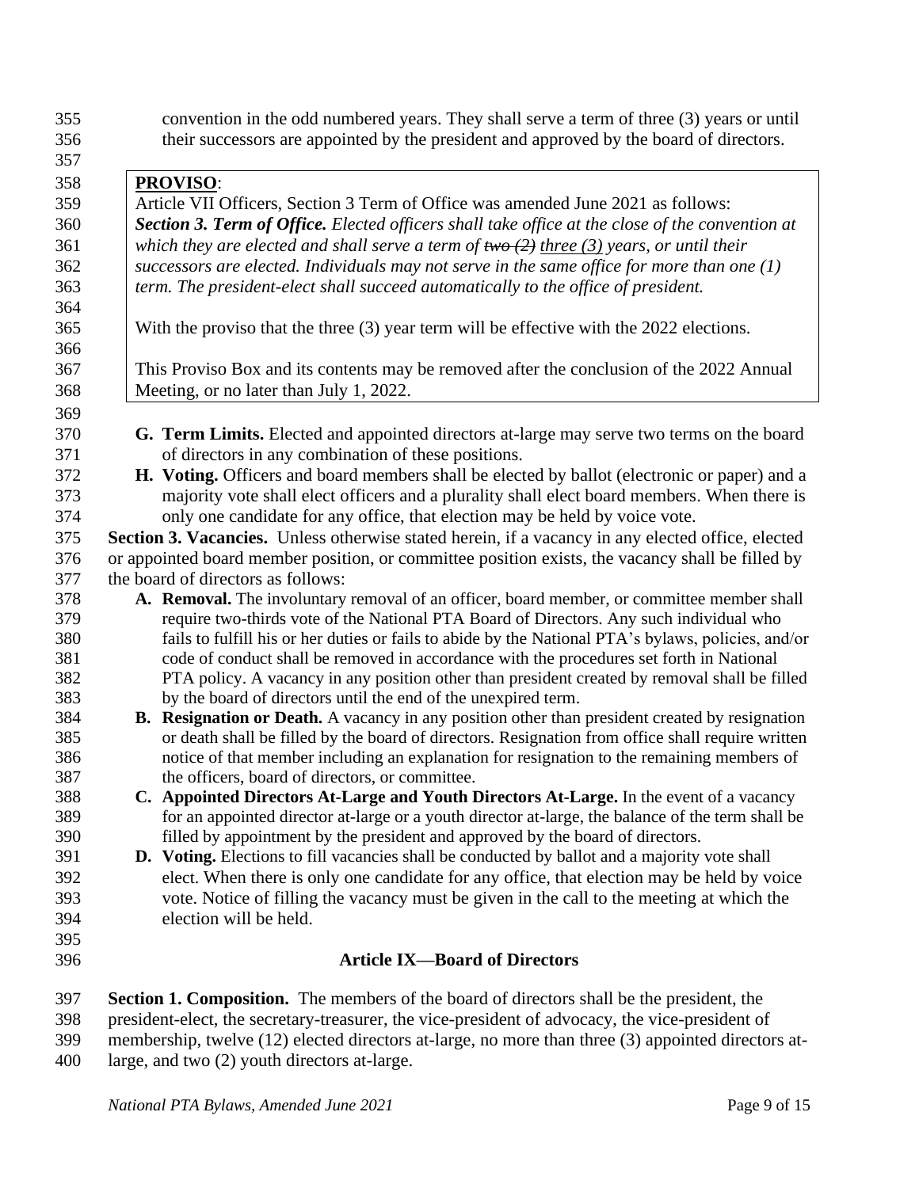convention in the odd numbered years. They shall serve a term of three (3) years or until their successors are appointed by the president and approved by the board of directors.

> **PROVISO**:
> Article VII Officers, Section 3 Term of Office was amended June 2021 as follows:
> ***Section 3. Term of Office.*** *Elected officers shall take office at the close of the convention at which they are elected and shall serve a term of ~~two (2)~~ <u>three (3)</u> years, or until their successors are elected. Individuals may not serve in the same office for more than one (1) term. The president-elect shall succeed automatically to the office of president.*
>
> With the proviso that the three (3) year term will be effective with the 2022 elections.
>
> This Proviso Box and its contents may be removed after the conclusion of the 2022 Annual Meeting, or no later than July 1, 2022.

**G. Term Limits.** Elected and appointed directors at-large may serve two terms on the board of directors in any combination of these positions.

**H. Voting.** Officers and board members shall be elected by ballot (electronic or paper) and a majority vote shall elect officers and a plurality shall elect board members. When there is only one candidate for any office, that election may be held by voice vote.

**Section 3. Vacancies.** Unless otherwise stated herein, if a vacancy in any elected office, elected or appointed board member position, or committee position exists, the vacancy shall be filled by the board of directors as follows:

**A. Removal.** The involuntary removal of an officer, board member, or committee member shall require two-thirds vote of the National PTA Board of Directors. Any such individual who fails to fulfill his or her duties or fails to abide by the National PTA's bylaws, policies, and/or code of conduct shall be removed in accordance with the procedures set forth in National PTA policy. A vacancy in any position other than president created by removal shall be filled by the board of directors until the end of the unexpired term.

**B. Resignation or Death.** A vacancy in any position other than president created by resignation or death shall be filled by the board of directors. Resignation from office shall require written notice of that member including an explanation for resignation to the remaining members of the officers, board of directors, or committee.

**C. Appointed Directors At-Large and Youth Directors At-Large.** In the event of a vacancy for an appointed director at-large or a youth director at-large, the balance of the term shall be filled by appointment by the president and approved by the board of directors.

**D. Voting.** Elections to fill vacancies shall be conducted by ballot and a majority vote shall elect. When there is only one candidate for any office, that election may be held by voice vote. Notice of filling the vacancy must be given in the call to the meeting at which the election will be held.

## Article IX—Board of Directors

**Section 1. Composition.** The members of the board of directors shall be the president, the president-elect, the secretary-treasurer, the vice-president of advocacy, the vice-president of membership, twelve (12) elected directors at-large, no more than three (3) appointed directors at-large, and two (2) youth directors at-large.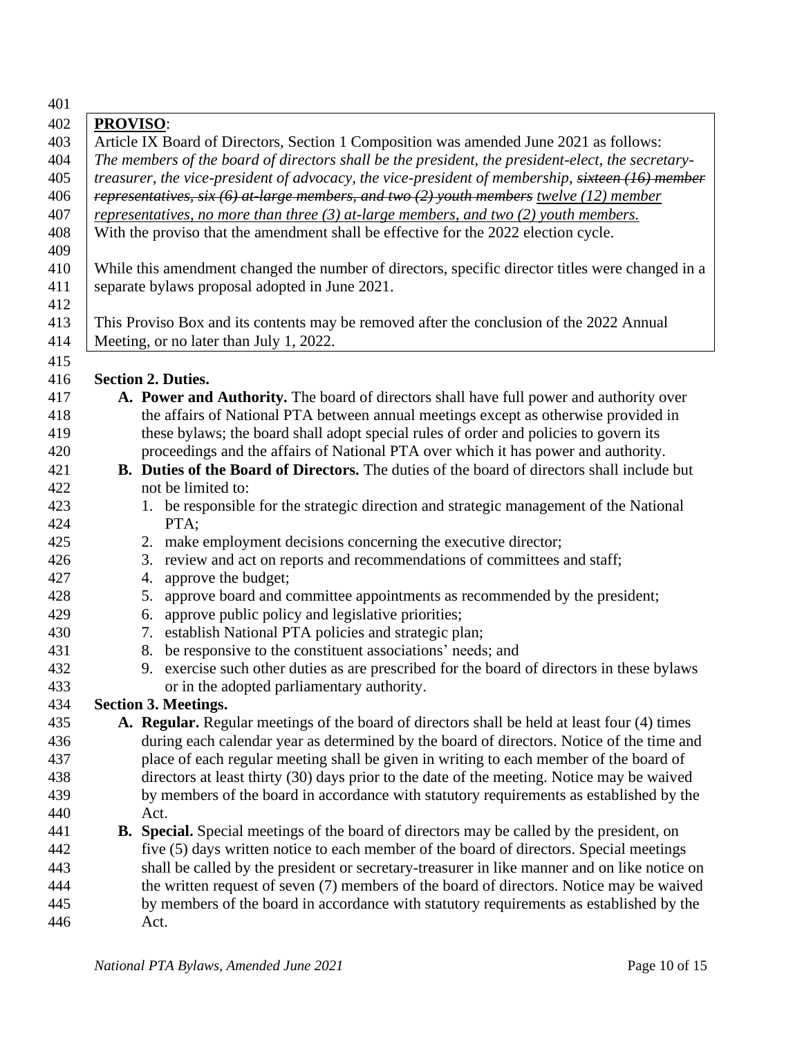**PROVISO**:

Article IX Board of Directors, Section 1 Composition was amended June 2021 as follows: *The members of the board of directors shall be the president, the president-elect, the secretary-treasurer, the vice-president of advocacy, the vice-president of membership, ~~sixteen (16) member representatives, six (6) at-large members, and two (2) youth members~~ <u>twelve (12) member representatives, no more than three (3) at-large members, and two (2) youth members.</u>*
With the proviso that the amendment shall be effective for the 2022 election cycle.

While this amendment changed the number of directors, specific director titles were changed in a separate bylaws proposal adopted in June 2021.

This Proviso Box and its contents may be removed after the conclusion of the 2022 Annual Meeting, or no later than July 1, 2022.

**Section 2. Duties.**

**A. Power and Authority.** The board of directors shall have full power and authority over the affairs of National PTA between annual meetings except as otherwise provided in these bylaws; the board shall adopt special rules of order and policies to govern its proceedings and the affairs of National PTA over which it has power and authority.

**B. Duties of the Board of Directors.** The duties of the board of directors shall include but not be limited to:

1. be responsible for the strategic direction and strategic management of the National PTA;
2. make employment decisions concerning the executive director;
3. review and act on reports and recommendations of committees and staff;
4. approve the budget;
5. approve board and committee appointments as recommended by the president;
6. approve public policy and legislative priorities;
7. establish National PTA policies and strategic plan;
8. be responsive to the constituent associations' needs; and
9. exercise such other duties as are prescribed for the board of directors in these bylaws or in the adopted parliamentary authority.

**Section 3. Meetings.**

**A. Regular.** Regular meetings of the board of directors shall be held at least four (4) times during each calendar year as determined by the board of directors. Notice of the time and place of each regular meeting shall be given in writing to each member of the board of directors at least thirty (30) days prior to the date of the meeting. Notice may be waived by members of the board in accordance with statutory requirements as established by the Act.

**B. Special.** Special meetings of the board of directors may be called by the president, on five (5) days written notice to each member of the board of directors. Special meetings shall be called by the president or secretary-treasurer in like manner and on like notice on the written request of seven (7) members of the board of directors. Notice may be waived by members of the board in accordance with statutory requirements as established by the Act.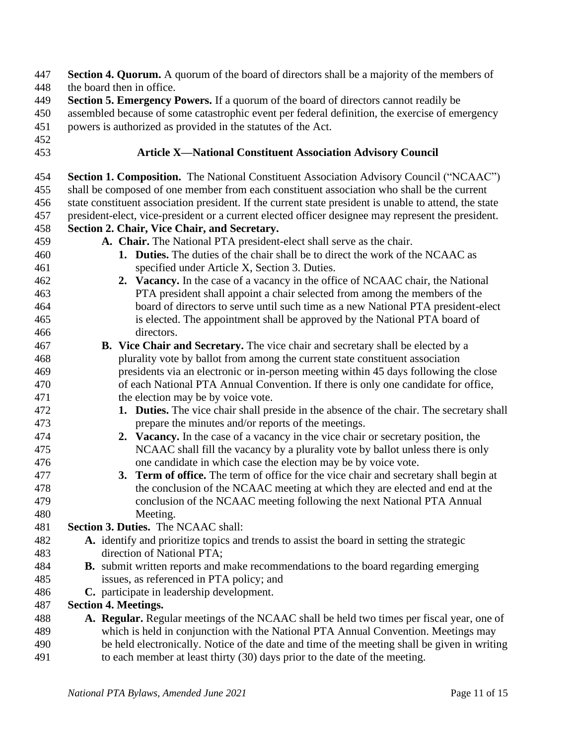**Section 4. Quorum.** A quorum of the board of directors shall be a majority of the members of the board then in office.

**Section 5. Emergency Powers.** If a quorum of the board of directors cannot readily be assembled because of some catastrophic event per federal definition, the exercise of emergency powers is authorized as provided in the statutes of the Act.

## Article X—National Constituent Association Advisory Council

**Section 1. Composition.** The National Constituent Association Advisory Council ("NCAAC") shall be composed of one member from each constituent association who shall be the current state constituent association president. If the current state president is unable to attend, the state president-elect, vice-president or a current elected officer designee may represent the president.

**Section 2. Chair, Vice Chair, and Secretary.**

- **A. Chair.** The National PTA president-elect shall serve as the chair.
  1. **Duties.** The duties of the chair shall be to direct the work of the NCAAC as specified under Article X, Section 3. Duties.
  2. **Vacancy.** In the case of a vacancy in the office of NCAAC chair, the National PTA president shall appoint a chair selected from among the members of the board of directors to serve until such time as a new National PTA president-elect is elected. The appointment shall be approved by the National PTA board of directors.
- **B. Vice Chair and Secretary.** The vice chair and secretary shall be elected by a plurality vote by ballot from among the current state constituent association presidents via an electronic or in-person meeting within 45 days following the close of each National PTA Annual Convention. If there is only one candidate for office, the election may be by voice vote.
  1. **Duties.** The vice chair shall preside in the absence of the chair. The secretary shall prepare the minutes and/or reports of the meetings.
  2. **Vacancy.** In the case of a vacancy in the vice chair or secretary position, the NCAAC shall fill the vacancy by a plurality vote by ballot unless there is only one candidate in which case the election may be by voice vote.
  3. **Term of office.** The term of office for the vice chair and secretary shall begin at the conclusion of the NCAAC meeting at which they are elected and end at the conclusion of the NCAAC meeting following the next National PTA Annual Meeting.

**Section 3. Duties.** The NCAAC shall:

- **A.** identify and prioritize topics and trends to assist the board in setting the strategic direction of National PTA;
- **B.** submit written reports and make recommendations to the board regarding emerging issues, as referenced in PTA policy; and
- **C.** participate in leadership development.

**Section 4. Meetings.**

- **A. Regular.** Regular meetings of the NCAAC shall be held two times per fiscal year, one of which is held in conjunction with the National PTA Annual Convention. Meetings may be held electronically. Notice of the date and time of the meeting shall be given in writing to each member at least thirty (30) days prior to the date of the meeting.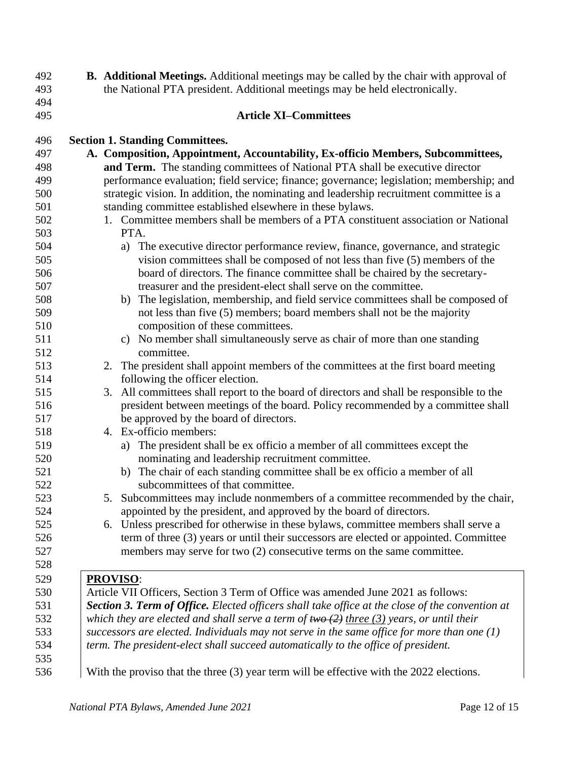**B. Additional Meetings.** Additional meetings may be called by the chair with approval of the National PTA president. Additional meetings may be held electronically.

## Article XI–Committees

**Section 1. Standing Committees.**

**A. Composition, Appointment, Accountability, Ex-officio Members, Subcommittees, and Term.** The standing committees of National PTA shall be executive director performance evaluation; field service; finance; governance; legislation; membership; and strategic vision. In addition, the nominating and leadership recruitment committee is a standing committee established elsewhere in these bylaws.

1. Committee members shall be members of a PTA constituent association or National PTA.
   a) The executive director performance review, finance, governance, and strategic vision committees shall be composed of not less than five (5) members of the board of directors. The finance committee shall be chaired by the secretary-treasurer and the president-elect shall serve on the committee.
   b) The legislation, membership, and field service committees shall be composed of not less than five (5) members; board members shall not be the majority composition of these committees.
   c) No member shall simultaneously serve as chair of more than one standing committee.
2. The president shall appoint members of the committees at the first board meeting following the officer election.
3. All committees shall report to the board of directors and shall be responsible to the president between meetings of the board. Policy recommended by a committee shall be approved by the board of directors.
4. Ex-officio members:
   a) The president shall be ex officio a member of all committees except the nominating and leadership recruitment committee.
   b) The chair of each standing committee shall be ex officio a member of all subcommittees of that committee.
5. Subcommittees may include nonmembers of a committee recommended by the chair, appointed by the president, and approved by the board of directors.
6. Unless prescribed for otherwise in these bylaws, committee members shall serve a term of three (3) years or until their successors are elected or appointed. Committee members may serve for two (2) consecutive terms on the same committee.

**PROVISO**:

Article VII Officers, Section 3 Term of Office was amended June 2021 as follows:

***Section 3. Term of Office.*** *Elected officers shall take office at the close of the convention at which they are elected and shall serve a term of ~~two (2)~~ three (3) years, or until their successors are elected. Individuals may not serve in the same office for more than one (1) term. The president-elect shall succeed automatically to the office of president.*

With the proviso that the three (3) year term will be effective with the 2022 elections.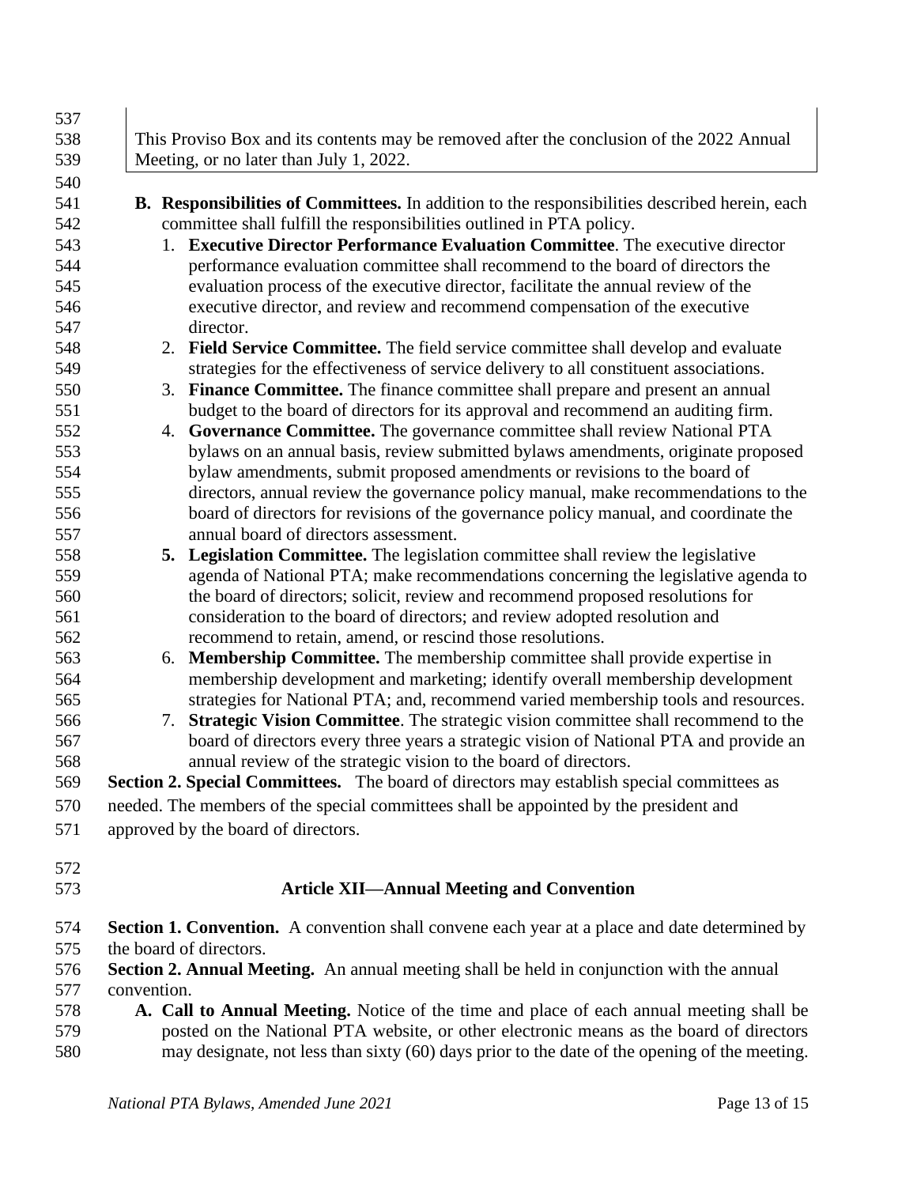This Proviso Box and its contents may be removed after the conclusion of the 2022 Annual Meeting, or no later than July 1, 2022.

**B. Responsibilities of Committees.** In addition to the responsibilities described herein, each committee shall fulfill the responsibilities outlined in PTA policy.

1. **Executive Director Performance Evaluation Committee**. The executive director performance evaluation committee shall recommend to the board of directors the evaluation process of the executive director, facilitate the annual review of the executive director, and review and recommend compensation of the executive director.
2. **Field Service Committee.** The field service committee shall develop and evaluate strategies for the effectiveness of service delivery to all constituent associations.
3. **Finance Committee.** The finance committee shall prepare and present an annual budget to the board of directors for its approval and recommend an auditing firm.
4. **Governance Committee.** The governance committee shall review National PTA bylaws on an annual basis, review submitted bylaws amendments, originate proposed bylaw amendments, submit proposed amendments or revisions to the board of directors, annual review the governance policy manual, make recommendations to the board of directors for revisions of the governance policy manual, and coordinate the annual board of directors assessment.
5. **Legislation Committee.** The legislation committee shall review the legislative agenda of National PTA; make recommendations concerning the legislative agenda to the board of directors; solicit, review and recommend proposed resolutions for consideration to the board of directors; and review adopted resolution and recommend to retain, amend, or rescind those resolutions.
6. **Membership Committee.** The membership committee shall provide expertise in membership development and marketing; identify overall membership development strategies for National PTA; and, recommend varied membership tools and resources.
7. **Strategic Vision Committee**. The strategic vision committee shall recommend to the board of directors every three years a strategic vision of National PTA and provide an annual review of the strategic vision to the board of directors.

**Section 2. Special Committees.** The board of directors may establish special committees as needed. The members of the special committees shall be appointed by the president and approved by the board of directors.

## Article XII—Annual Meeting and Convention

**Section 1. Convention.** A convention shall convene each year at a place and date determined by the board of directors.

**Section 2. Annual Meeting.** An annual meeting shall be held in conjunction with the annual convention.

**A. Call to Annual Meeting.** Notice of the time and place of each annual meeting shall be posted on the National PTA website, or other electronic means as the board of directors may designate, not less than sixty (60) days prior to the date of the opening of the meeting.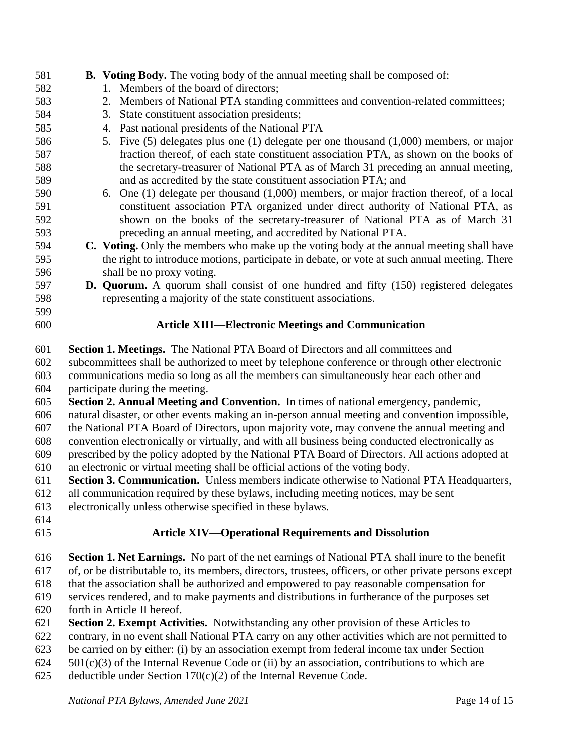**B. Voting Body.** The voting body of the annual meeting shall be composed of:

1. Members of the board of directors;
2. Members of National PTA standing committees and convention-related committees;
3. State constituent association presidents;
4. Past national presidents of the National PTA
5. Five (5) delegates plus one (1) delegate per one thousand (1,000) members, or major fraction thereof, of each state constituent association PTA, as shown on the books of the secretary-treasurer of National PTA as of March 31 preceding an annual meeting, and as accredited by the state constituent association PTA; and
6. One (1) delegate per thousand (1,000) members, or major fraction thereof, of a local constituent association PTA organized under direct authority of National PTA, as shown on the books of the secretary-treasurer of National PTA as of March 31 preceding an annual meeting, and accredited by National PTA.

**C. Voting.** Only the members who make up the voting body at the annual meeting shall have the right to introduce motions, participate in debate, or vote at such annual meeting. There shall be no proxy voting.

**D. Quorum.** A quorum shall consist of one hundred and fifty (150) registered delegates representing a majority of the state constituent associations.

## Article XIII—Electronic Meetings and Communication

**Section 1. Meetings.** The National PTA Board of Directors and all committees and subcommittees shall be authorized to meet by telephone conference or through other electronic communications media so long as all the members can simultaneously hear each other and participate during the meeting.

**Section 2. Annual Meeting and Convention.** In times of national emergency, pandemic, natural disaster, or other events making an in-person annual meeting and convention impossible, the National PTA Board of Directors, upon majority vote, may convene the annual meeting and convention electronically or virtually, and with all business being conducted electronically as prescribed by the policy adopted by the National PTA Board of Directors. All actions adopted at an electronic or virtual meeting shall be official actions of the voting body.

**Section 3. Communication.** Unless members indicate otherwise to National PTA Headquarters, all communication required by these bylaws, including meeting notices, may be sent electronically unless otherwise specified in these bylaws.

## Article XIV—Operational Requirements and Dissolution

**Section 1. Net Earnings.** No part of the net earnings of National PTA shall inure to the benefit of, or be distributable to, its members, directors, trustees, officers, or other private persons except that the association shall be authorized and empowered to pay reasonable compensation for services rendered, and to make payments and distributions in furtherance of the purposes set forth in Article II hereof.

**Section 2. Exempt Activities.** Notwithstanding any other provision of these Articles to contrary, in no event shall National PTA carry on any other activities which are not permitted to be carried on by either: (i) by an association exempt from federal income tax under Section 501(c)(3) of the Internal Revenue Code or (ii) by an association, contributions to which are deductible under Section 170(c)(2) of the Internal Revenue Code.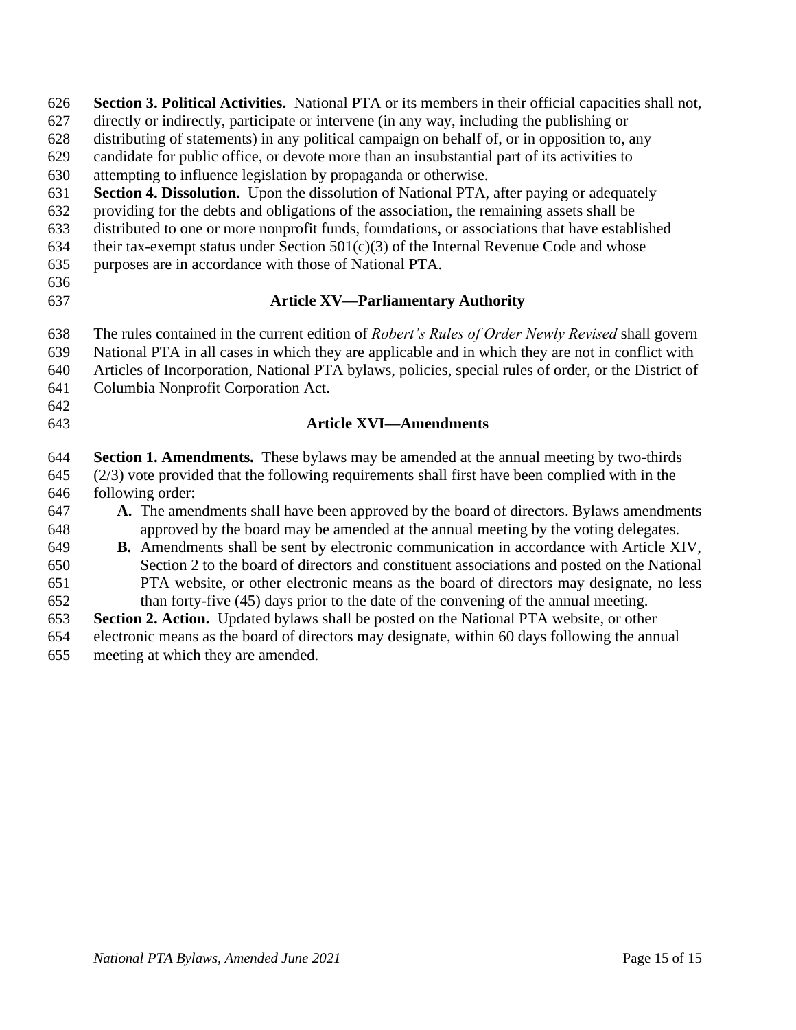**Section 3. Political Activities.** National PTA or its members in their official capacities shall not, directly or indirectly, participate or intervene (in any way, including the publishing or distributing of statements) in any political campaign on behalf of, or in opposition to, any candidate for public office, or devote more than an insubstantial part of its activities to attempting to influence legislation by propaganda or otherwise.

**Section 4. Dissolution.** Upon the dissolution of National PTA, after paying or adequately providing for the debts and obligations of the association, the remaining assets shall be distributed to one or more nonprofit funds, foundations, or associations that have established their tax-exempt status under Section 501(c)(3) of the Internal Revenue Code and whose purposes are in accordance with those of National PTA.

## Article XV—Parliamentary Authority

The rules contained in the current edition of *Robert's Rules of Order Newly Revised* shall govern National PTA in all cases in which they are applicable and in which they are not in conflict with Articles of Incorporation, National PTA bylaws, policies, special rules of order, or the District of Columbia Nonprofit Corporation Act.

## Article XVI—Amendments

**Section 1. Amendments.** These bylaws may be amended at the annual meeting by two-thirds (2/3) vote provided that the following requirements shall first have been complied with in the following order:

- **A.** The amendments shall have been approved by the board of directors. Bylaws amendments approved by the board may be amended at the annual meeting by the voting delegates.
- **B.** Amendments shall be sent by electronic communication in accordance with Article XIV, Section 2 to the board of directors and constituent associations and posted on the National PTA website, or other electronic means as the board of directors may designate, no less than forty-five (45) days prior to the date of the convening of the annual meeting.

**Section 2. Action.** Updated bylaws shall be posted on the National PTA website, or other electronic means as the board of directors may designate, within 60 days following the annual meeting at which they are amended.